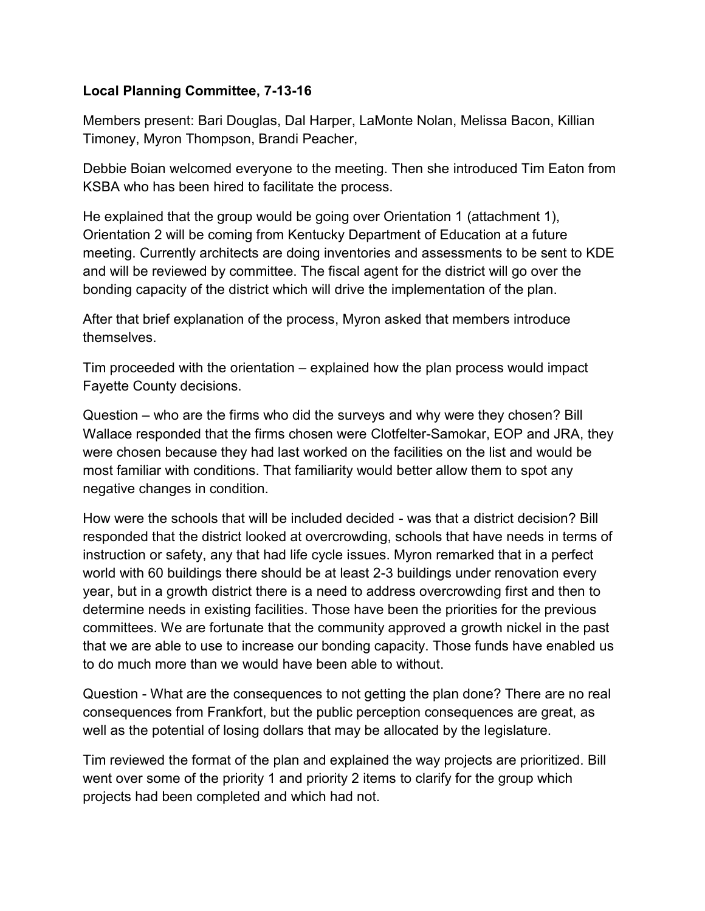**Local Planning Committee, 7-13-16**

Members present: Bari Douglas, Dal Harper, LaMonte Nolan, Melissa Bacon, Killian Timoney, Myron Thompson, Brandi Peacher,

Debbie Boian welcomed everyone to the meeting. Then she introduced Tim Eaton from KSBA who has been hired to facilitate the process.

He explained that the group would be going over Orientation 1 (attachment 1), Orientation 2 will be coming from Kentucky Department of Education at a future meeting. Currently architects are doing inventories and assessments to be sent to KDE and will be reviewed by committee. The fiscal agent for the district will go over the bonding capacity of the district which will drive the implementation of the plan.

After that brief explanation of the process, Myron asked that members introduce themselves.

Tim proceeded with the orientation – explained how the plan process would impact Fayette County decisions.

Question – who are the firms who did the surveys and why were they chosen? Bill Wallace responded that the firms chosen were Clotfelter-Samokar, EOP and JRA, they were chosen because they had last worked on the facilities on the list and would be most familiar with conditions. That familiarity would better allow them to spot any negative changes in condition.

How were the schools that will be included decided - was that a district decision? Bill responded that the district looked at overcrowding, schools that have needs in terms of instruction or safety, any that had life cycle issues. Myron remarked that in a perfect world with 60 buildings there should be at least 2-3 buildings under renovation every year, but in a growth district there is a need to address overcrowding first and then to determine needs in existing facilities. Those have been the priorities for the previous committees. We are fortunate that the community approved a growth nickel in the past that we are able to use to increase our bonding capacity. Those funds have enabled us to do much more than we would have been able to without.

Question - What are the consequences to not getting the plan done? There are no real consequences from Frankfort, but the public perception consequences are great, as well as the potential of losing dollars that may be allocated by the legislature.

Tim reviewed the format of the plan and explained the way projects are prioritized. Bill went over some of the priority 1 and priority 2 items to clarify for the group which projects had been completed and which had not.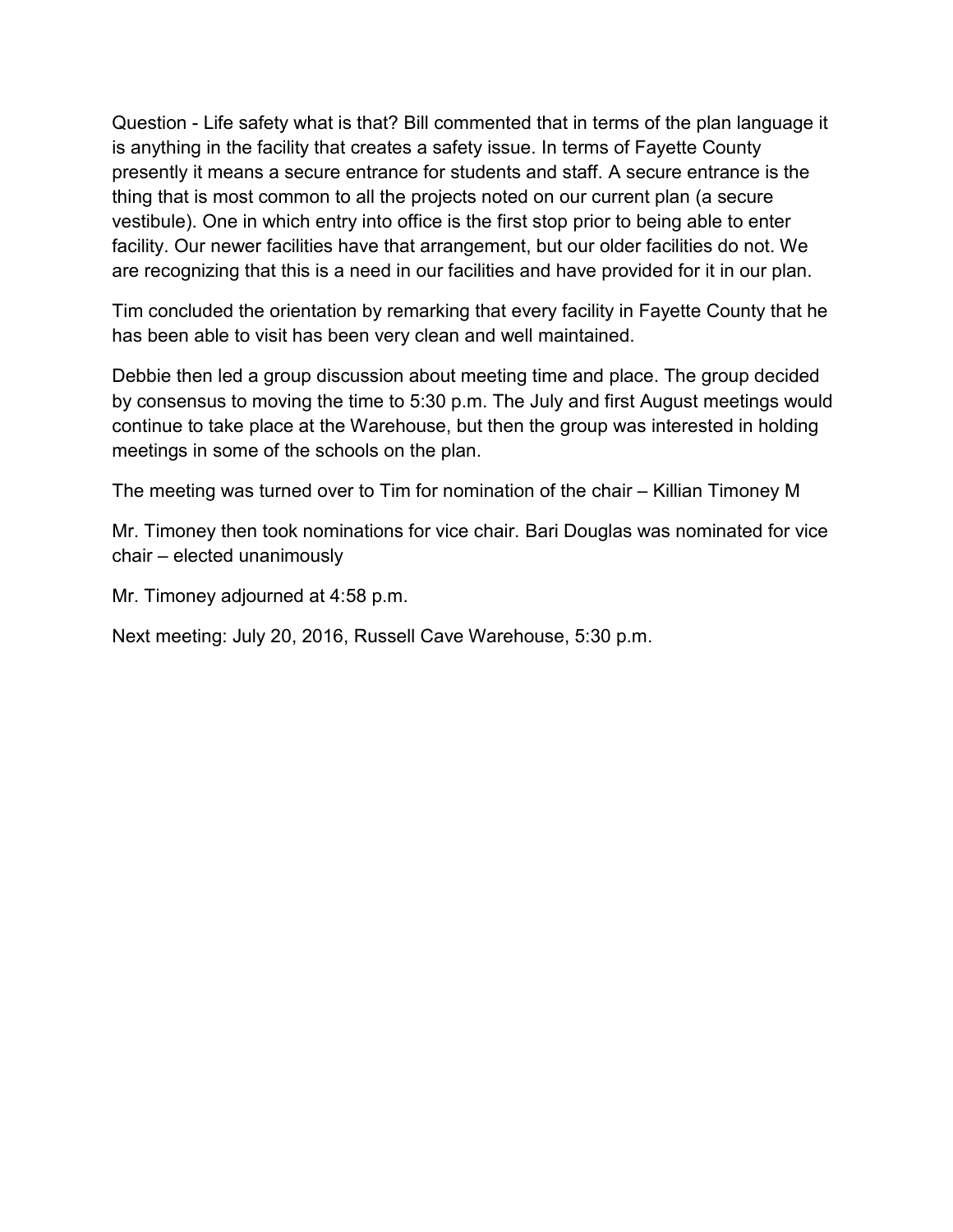Question - Life safety what is that? Bill commented that in terms of the plan language it is anything in the facility that creates a safety issue. In terms of Fayette County presently it means a secure entrance for students and staff. A secure entrance is the thing that is most common to all the projects noted on our current plan (a secure vestibule). One in which entry into office is the first stop prior to being able to enter facility. Our newer facilities have that arrangement, but our older facilities do not. We are recognizing that this is a need in our facilities and have provided for it in our plan.

Tim concluded the orientation by remarking that every facility in Fayette County that he has been able to visit has been very clean and well maintained.

Debbie then led a group discussion about meeting time and place. The group decided by consensus to moving the time to 5:30 p.m. The July and first August meetings would continue to take place at the Warehouse, but then the group was interested in holding meetings in some of the schools on the plan.

The meeting was turned over to Tim for nomination of the chair – Killian Timoney M

Mr. Timoney then took nominations for vice chair. Bari Douglas was nominated for vice chair – elected unanimously

Mr. Timoney adjourned at 4:58 p.m.

Next meeting: July 20, 2016, Russell Cave Warehouse, 5:30 p.m.